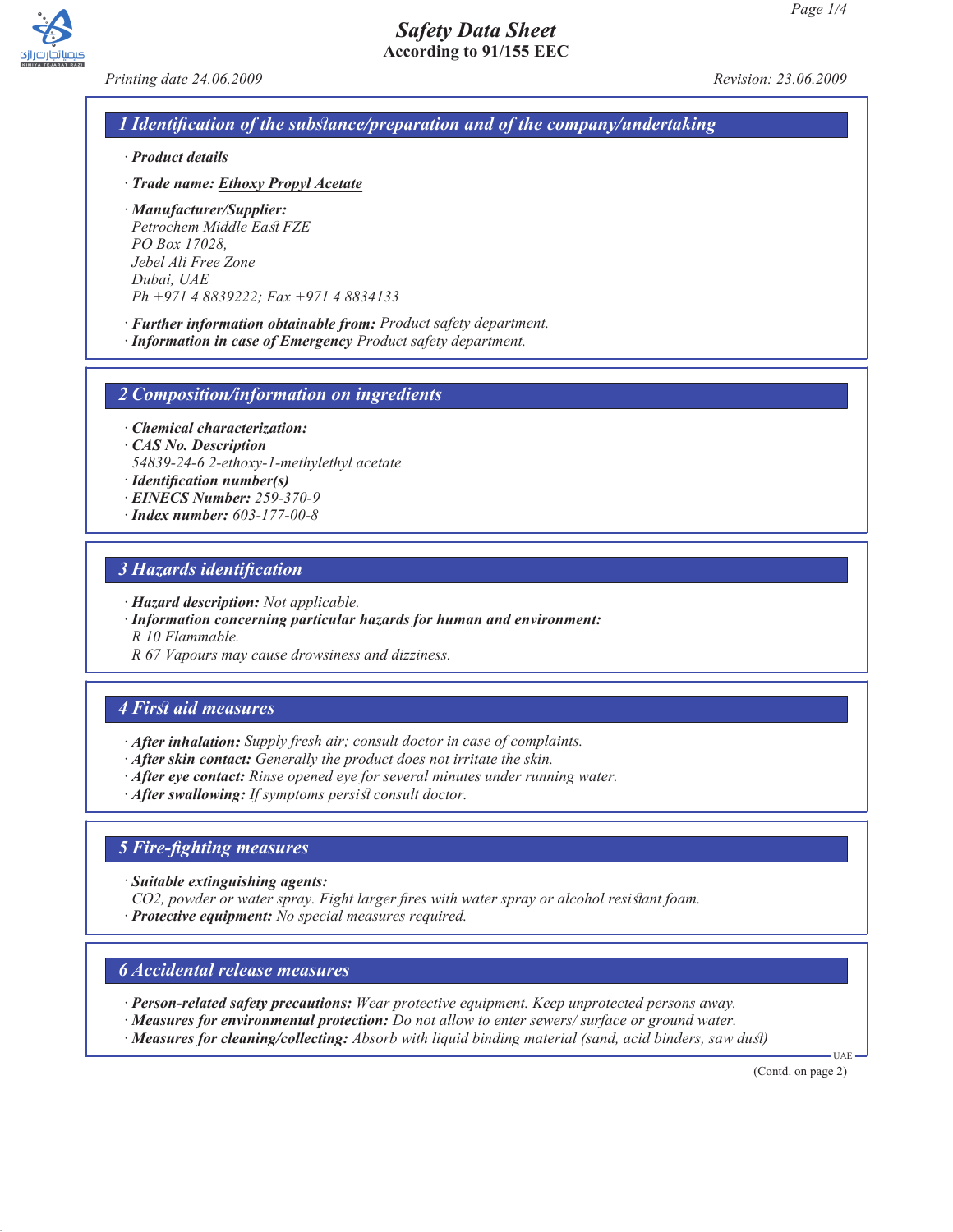# Safety Data Sheet
**According to 91/155 EEC**

*Printing date 24.06.2009* *Revision: 23.06.2009*

## 1 Identification of the substance/preparation and of the company/undertaking

· **Product details**

· **Trade name:** Ethoxy Propyl Acetate

· **Manufacturer/Supplier:**
Petrochem Middle East FZE
PO Box 17028,
Jebel Ali Free Zone
Dubai, UAE
Ph +971 4 8839222; Fax +971 4 8834133

· **Further information obtainable from:** Product safety department.
· **Information in case of Emergency** Product safety department.

## 2 Composition/information on ingredients

· **Chemical characterization:**
· **CAS No. Description**
54839-24-6 2-ethoxy-1-methylethyl acetate
· **Identification number(s)**
· **EINECS Number:** 259-370-9
· **Index number:** 603-177-00-8

## 3 Hazards identification

· **Hazard description:** Not applicable.
· **Information concerning particular hazards for human and environment:**
R 10 Flammable.
R 67 Vapours may cause drowsiness and dizziness.

## 4 First aid measures

· **After inhalation:** Supply fresh air; consult doctor in case of complaints.
· **After skin contact:** Generally the product does not irritate the skin.
· **After eye contact:** Rinse opened eye for several minutes under running water.
· **After swallowing:** If symptoms persist consult doctor.

## 5 Fire-fighting measures

· **Suitable extinguishing agents:**
$CO_2$, powder or water spray. Fight larger fires with water spray or alcohol resistant foam.
· **Protective equipment:** No special measures required.

## 6 Accidental release measures

· **Person-related safety precautions:** Wear protective equipment. Keep unprotected persons away.
· **Measures for environmental protection:** Do not allow to enter sewers/ surface or ground water.
· **Measures for cleaning/collecting:** Absorb with liquid binding material (sand, acid binders, saw dust)

(Contd. on page 2)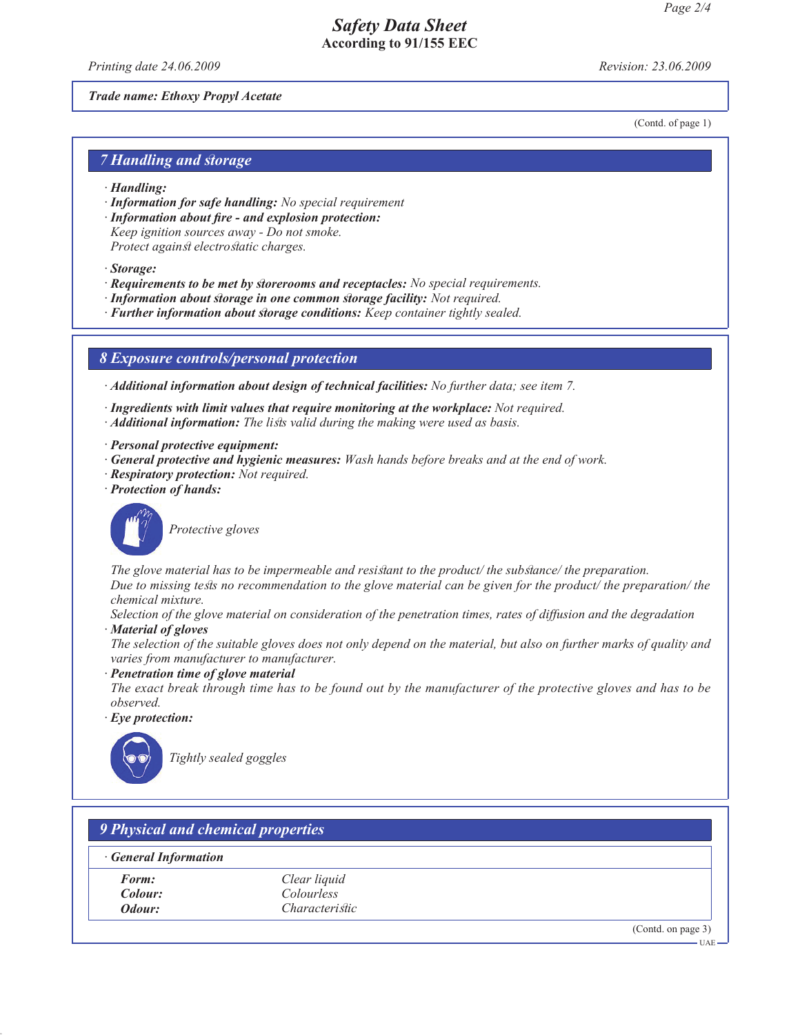Trade name: Ethoxy Propyl Acetate

(Contd. of page 1)

## 7 Handling and storage

· **Handling:**
· **Information for safe handling:** No special requirement
· **Information about fire - and explosion protection:**
Keep ignition sources away - Do not smoke.
Protect against electrostatic charges.

· **Storage:**
· **Requirements to be met by storerooms and receptacles:** No special requirements.
· **Information about storage in one common storage facility:** Not required.
· **Further information about storage conditions:** Keep container tightly sealed.

## 8 Exposure controls/personal protection

· **Additional information about design of technical facilities:** No further data; see item 7.

· **Ingredients with limit values that require monitoring at the workplace:** Not required.
· **Additional information:** The lists valid during the making were used as basis.

· **Personal protective equipment:**
· **General protective and hygienic measures:** Wash hands before breaks and at the end of work.
· **Respiratory protection:** Not required.
· **Protection of hands:**

Protective gloves

The glove material has to be impermeable and resistant to the product/ the substance/ the preparation.
Due to missing tests no recommendation to the glove material can be given for the product/ the preparation/ the chemical mixture.
Selection of the glove material on consideration of the penetration times, rates of diffusion and the degradation
· **Material of gloves**
The selection of the suitable gloves does not only depend on the material, but also on further marks of quality and varies from manufacturer to manufacturer.
· **Penetration time of glove material**
The exact break through time has to be found out by the manufacturer of the protective gloves and has to be observed.
· **Eye protection:**

Tightly sealed goggles

## 9 Physical and chemical properties

| · General Information | |
|---|---|
| Form: | Clear liquid |
| Colour: | Colourless |
| Odour: | Characteristic |

(Contd. on page 3)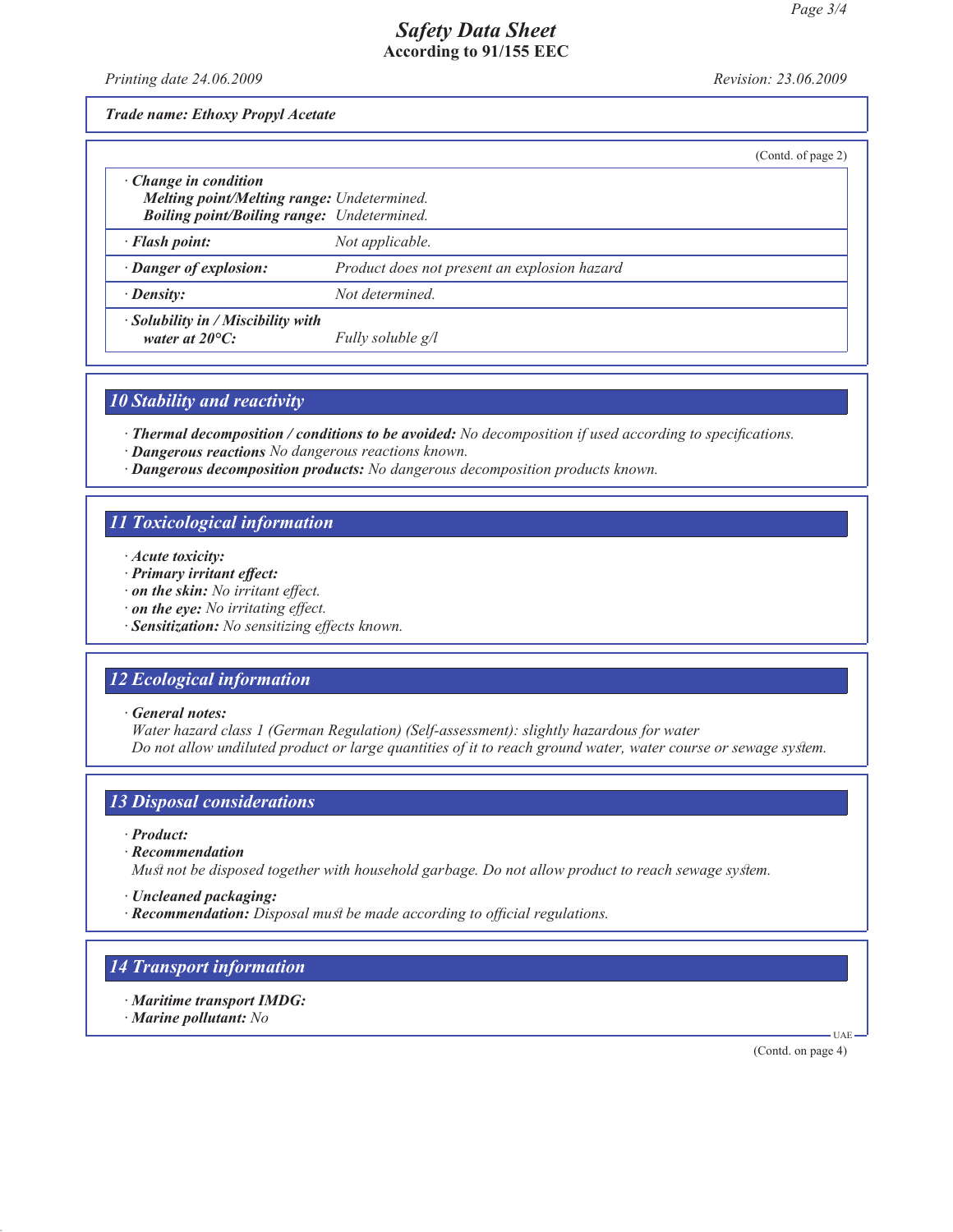# Safety Data Sheet
**According to 91/155 EEC**

*Printing date 24.06.2009* *Revision: 23.06.2009*

***Trade name: Ethoxy Propyl Acetate***

(Contd. of page 2)

| | |
|---|---|
| · ***Change in condition*** | |
| ***Melting point/Melting range:*** | *Undetermined.* |
| ***Boiling point/Boiling range:*** | *Undetermined.* |
| · ***Flash point:*** | *Not applicable.* |
| · ***Danger of explosion:*** | *Product does not present an explosion hazard* |
| · ***Density:*** | *Not determined.* |
| · ***Solubility in / Miscibility with water at 20°C:*** | *Fully soluble g/l* |

## 10 Stability and reactivity

· ***Thermal decomposition / conditions to be avoided:*** *No decomposition if used according to specifications.*
· ***Dangerous reactions*** *No dangerous reactions known.*
· ***Dangerous decomposition products:*** *No dangerous decomposition products known.*

## 11 Toxicological information

· ***Acute toxicity:***
· ***Primary irritant effect:***
· ***on the skin:*** *No irritant effect.*
· ***on the eye:*** *No irritating effect.*
· ***Sensitization:*** *No sensitizing effects known.*

## 12 Ecological information

· ***General notes:***
*Water hazard class 1 (German Regulation) (Self-assessment): slightly hazardous for water*
*Do not allow undiluted product or large quantities of it to reach ground water, water course or sewage system.*

## 13 Disposal considerations

· ***Product:***
· ***Recommendation***
*Must not be disposed together with household garbage. Do not allow product to reach sewage system.*

· ***Uncleaned packaging:***
· ***Recommendation:*** *Disposal must be made according to official regulations.*

## 14 Transport information

· ***Maritime transport IMDG:***
· ***Marine pollutant:*** *No*

(Contd. on page 4)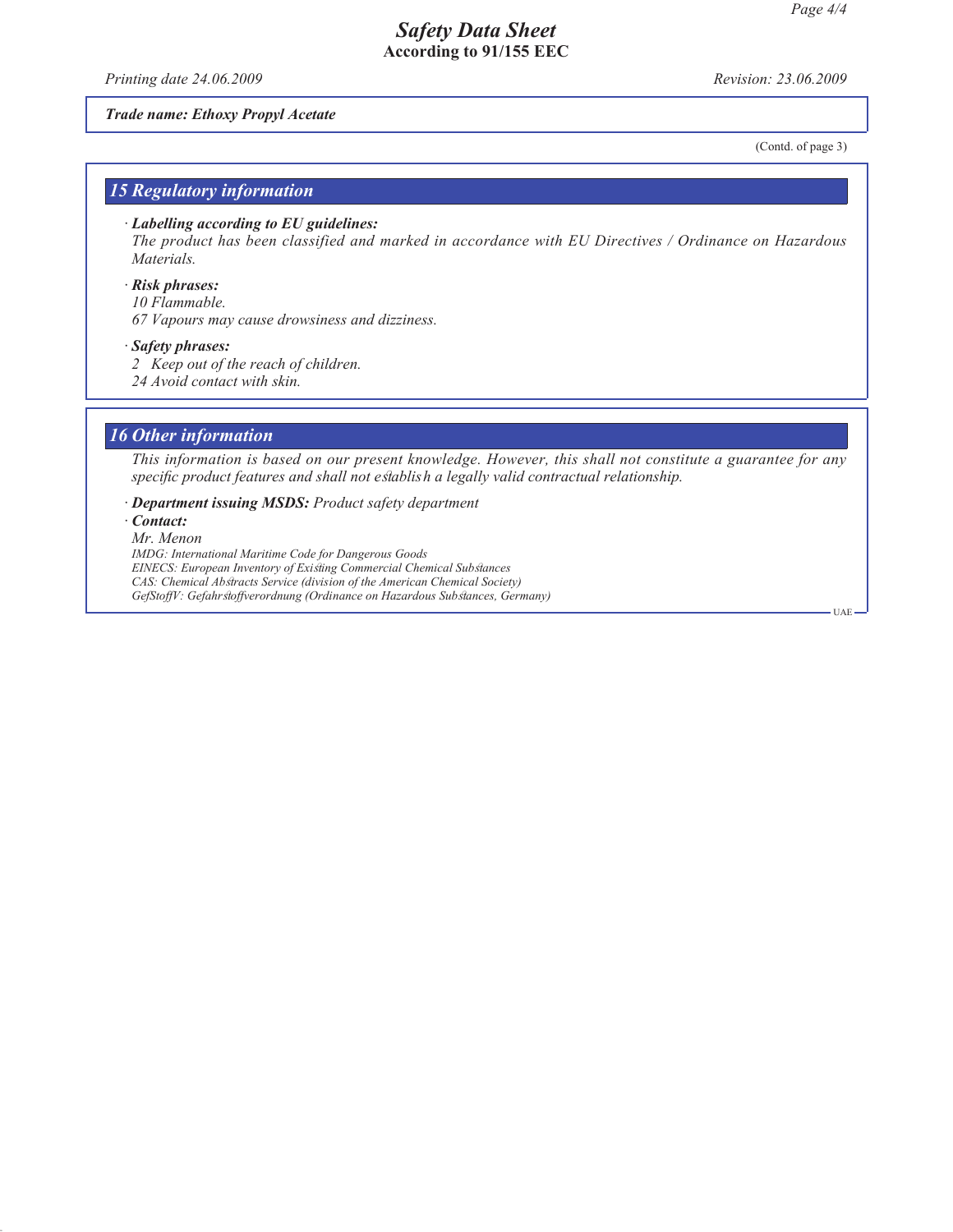# Safety Data Sheet

**According to 91/155 EEC**

*Printing date 24.06.2009* *Revision: 23.06.2009*

***Trade name: Ethoxy Propyl Acetate***

(Contd. of page 3)

## 15 Regulatory information

· ***Labelling according to EU guidelines:***
*The product has been classified and marked in accordance with EU Directives / Ordinance on Hazardous Materials.*

· ***Risk phrases:***
*10 Flammable.*
*67 Vapours may cause drowsiness and dizziness.*

· ***Safety phrases:***
*2 Keep out of the reach of children.*
*24 Avoid contact with skin.*

## 16 Other information

*This information is based on our present knowledge. However, this shall not constitute a guarantee for any specific product features and shall not establish a legally valid contractual relationship.*

· ***Department issuing MSDS:*** *Product safety department*

· ***Contact:***
*Mr. Menon*
*IMDG: International Maritime Code for Dangerous Goods*
*EINECS: European Inventory of Existing Commercial Chemical Substances*
*CAS: Chemical Abstracts Service (division of the American Chemical Society)*
*GefStoffV: Gefahrstoffverordnung (Ordinance on Hazardous Substances, Germany)*

UAE